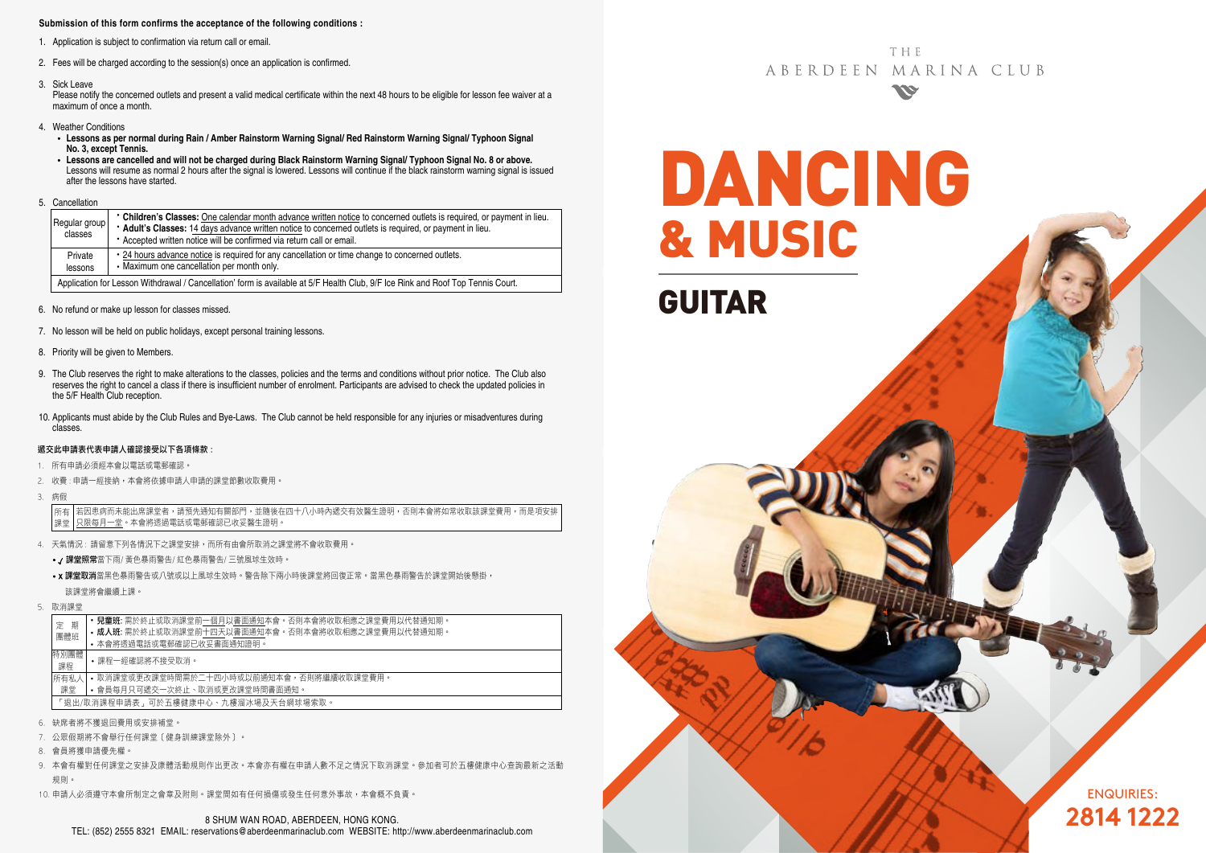**Submission of this form confirms the acceptance of the following conditions :**

1. Application is subject to confirmation via return call or email.
2. Fees will be charged according to the session(s) once an application is confirmed.
3. Sick Leave
   Please notify the concerned outlets and present a valid medical certificate within the next 48 hours to be eligible for lesson fee waiver at a maximum of once a month.
4. Weather Conditions
   - **Lessons as per normal during Rain / Amber Rainstorm Warning Signal/ Red Rainstorm Warning Signal/ Typhoon Signal No. 3, except Tennis.**
   - **Lessons are cancelled and will not be charged during Black Rainstorm Warning Signal/ Typhoon Signal No. 8 or above.** Lessons will resume as normal 2 hours after the signal is lowered. Lessons will continue if the black rainstorm warning signal is issued after the lessons have started.
5. Cancellation

| | |
|---|---|
| Regular group classes | • **Children's Classes:** One calendar month advance written notice to concerned outlets is required, or payment in lieu.<br>• **Adult's Classes:** 14 days advance written notice to concerned outlets is required, or payment in lieu.<br>• Accepted written notice will be confirmed via return call or email. |
| Private lessons | • 24 hours advance notice is required for any cancellation or time change to concerned outlets.<br>• Maximum one cancellation per month only. |
| Application for Lesson Withdrawal / Cancellation' form is available at 5/F Health Club, 9/F Ice Rink and Roof Top Tennis Court. | |

6. No refund or make up lesson for classes missed.
7. No lesson will be held on public holidays, except personal training lessons.
8. Priority will be given to Members.
9. The Club reserves the right to make alterations to the classes, policies and the terms and conditions without prior notice. The Club also reserves the right to cancel a class if there is insufficient number of enrolment. Participants are advised to check the updated policies in the 5/F Health Club reception.
10. Applicants must abide by the Club Rules and Bye-Laws. The Club cannot be held responsible for any injuries or misadventures during classes.

**遞交此申請表代表申請人確認接受以下各項條款：**

1. 所有申請必須經本會以電話或電郵確認。
2. 收費：申請一經接納，本會將依據申請人申請的課堂節數收取費用。
3. 病假

| | |
|---|---|
| 所有課堂 | 若因患病而未能出席課堂者，請預先通知有關部門，並隨後在四十八小時內遞交有效醫生證明，否則本會將如常收取該課堂費用，而是項安排只限每月一堂。本會將透過電話或電郵確認已收妥醫生證明。 |

4. 天氣情況：請留意下列各情況下之課堂安排，而所有由會所取消之課堂將不會收取費用。
   - ✓ **課堂照常**當下雨/ 黃色暴雨警告/ 紅色暴雨警告/ 三號風球生效時。
   - x **課堂取消**當黑色暴雨警告或八號或以上風球生效時。警告除下兩小時後課堂將回復正常。當黑色暴雨警告於課堂開始後懸掛，該課堂將會繼續上課。
5. 取消課堂

| | |
|---|---|
| 定期團體班 | • **兒童班:** 需於終止或取消課堂前一個月以書面通知本會，否則本會將收取相應之課堂費用以代替通知期。<br>• **成人班:** 需於終止或取消課堂前十四天以書面通知本會，否則本會將收取相應之課堂費用以代替通知期。<br>• 本會將透過電話或電郵確認已收妥書面通知證明。 |
| 特別團體課程 | • 課程一經確認將不接受取消。 |
| 所有私人課堂 | • 取消課堂或更改課堂時間需於二十四小時或以前通知本會，否則將繼續收取課堂費用。<br>• 會員每月只可遞交一次終止、取消或更改課堂時間書面通知。 |
| 「退出/取消課程申請表」可於五樓健康中心、九樓溜冰場及天台網球場索取。 | |

6. 缺席者將不獲退回費用或安排補堂。
7. 公眾假期將不會舉行任何課堂〔健身訓練課堂除外〕。
8. 會員將獲申請優先權。
9. 本會有權對任何課堂之安排及康體活動規則作出更改。本會亦有權在申請人數不足之情況下取消課堂。參加者可於五樓健康中心查詢最新之活動規則。
10. 申請人必須遵守本會所制定之會章及附則。課堂間如有任何損傷或發生任何意外事故，本會概不負責。

8 SHUM WAN ROAD, ABERDEEN, HONG KONG.
TEL: (852) 2555 8321 EMAIL: reservations@aberdeenmarinaclub.com WEBSITE: http://www.aberdeenmarinaclub.com

THE ABERDEEN MARINA CLUB

# DANCING & MUSIC

## GUITAR

ENQUIRIES:
**2814 1222**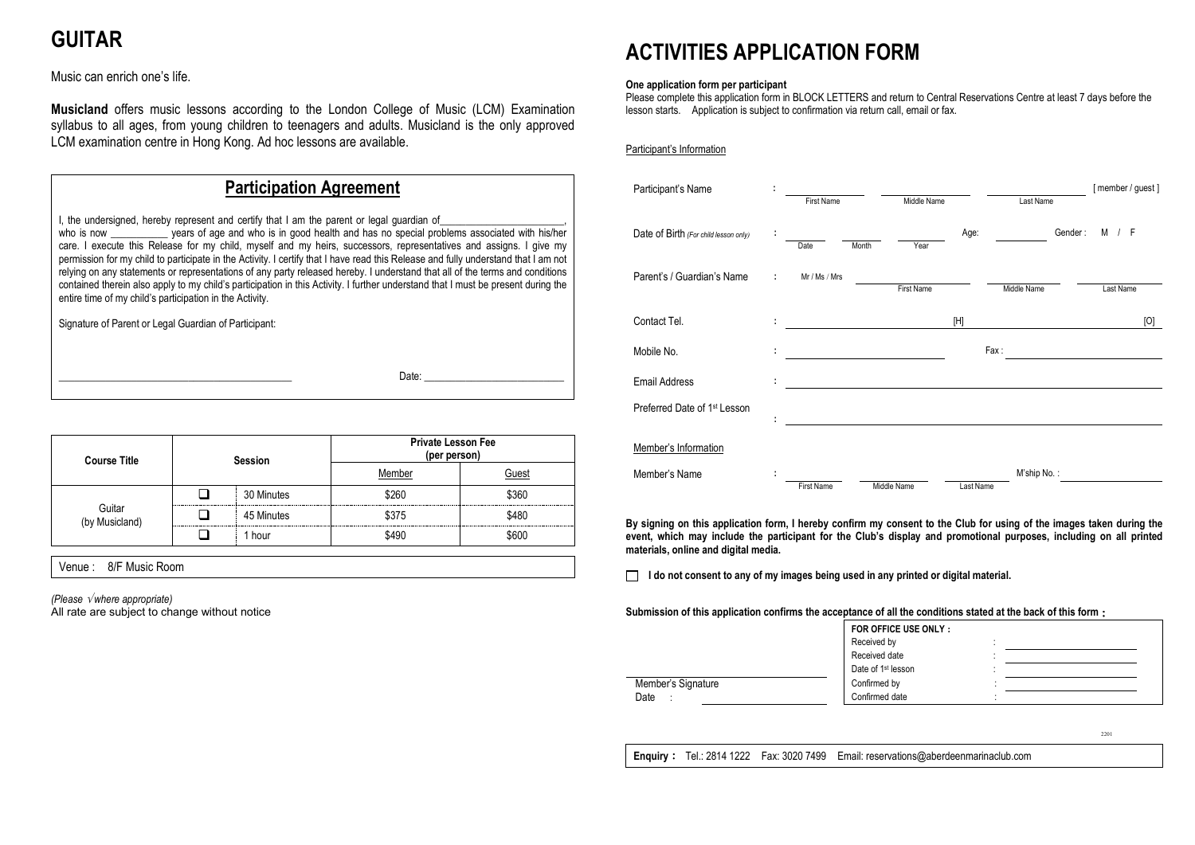# GUITAR

Music can enrich one's life.

**Musicland** offers music lessons according to the London College of Music (LCM) Examination syllabus to all ages, from young children to teenagers and adults. Musicland is the only approved LCM examination centre in Hong Kong. Ad hoc lessons are available.

## Participation Agreement

I, the undersigned, hereby represent and certify that I am the parent or legal guardian of________________________, who is now ___________ years of age and who is in good health and has no special problems associated with his/her care. I execute this Release for my child, myself and my heirs, successors, representatives and assigns. I give my permission for my child to participate in the Activity. I certify that I have read this Release and fully understand that I am not relying on any statements or representations of any party released hereby. I understand that all of the terms and conditions contained therein also apply to my child's participation in this Activity. I further understand that I must be present during the entire time of my child's participation in the Activity.

Signature of Parent or Legal Guardian of Participant:

_____________________________ Date: _______________________

| Course Title | Session | | Private Lesson Fee (per person) | |
|---|---|---|---|---|
| | | | Member | Guest |
| Guitar (by Musicland) | ❑ | 30 Minutes | $260 | $360 |
| | ❑ | 45 Minutes | $375 | $480 |
| | ❑ | 1 hour | $490 | $600 |

Venue : 8/F Music Room

*(Please √ where appropriate)*
All rate are subject to change without notice

# ACTIVITIES APPLICATION FORM

**One application form per participant**
Please complete this application form in BLOCK LETTERS and return to Central Reservations Centre at least 7 days before the lesson starts. Application is subject to confirmation via return call, email or fax.

Participant's Information

Participant's Name : ____________ ____________ ____________ [ member / guest ]
First Name Middle Name Last Name

Date of Birth *(For child lesson only)* : ______ ______ ______ Age: ________ Gender : M / F
Date Month Year

Parent's / Guardian's Name : Mr / Ms / Mrs ____________ ____________ ____________
First Name Middle Name Last Name

Contact Tel. : ____________________ [H] ____________________ [O]

Mobile No. : ____________________ Fax : ____________________

Email Address : ________________________________________

Preferred Date of 1st Lesson : ________________________________________

Member's Information

Member's Name : ____________ ____________ ____________ M'ship No. : ____________
First Name Middle Name Last Name

**By signing on this application form, I hereby confirm my consent to the Club for using of the images taken during the event, which may include the participant for the Club's display and promotional purposes, including on all printed materials, online and digital media.**

☐ **I do not consent to any of my images being used in any printed or digital material.**

**Submission of this application confirms the acceptance of all the conditions stated at the back of this form :**

______________________
Member's Signature
Date : ________________

**FOR OFFICE USE ONLY :**
Received by : ____________
Received date : ____________
Date of 1st lesson : ____________
Confirmed by : ____________
Confirmed date : ____________

2201

**Enquiry :** Tel.: 2814 1222 Fax: 3020 7499 Email: reservations@aberdeenmarinaclub.com